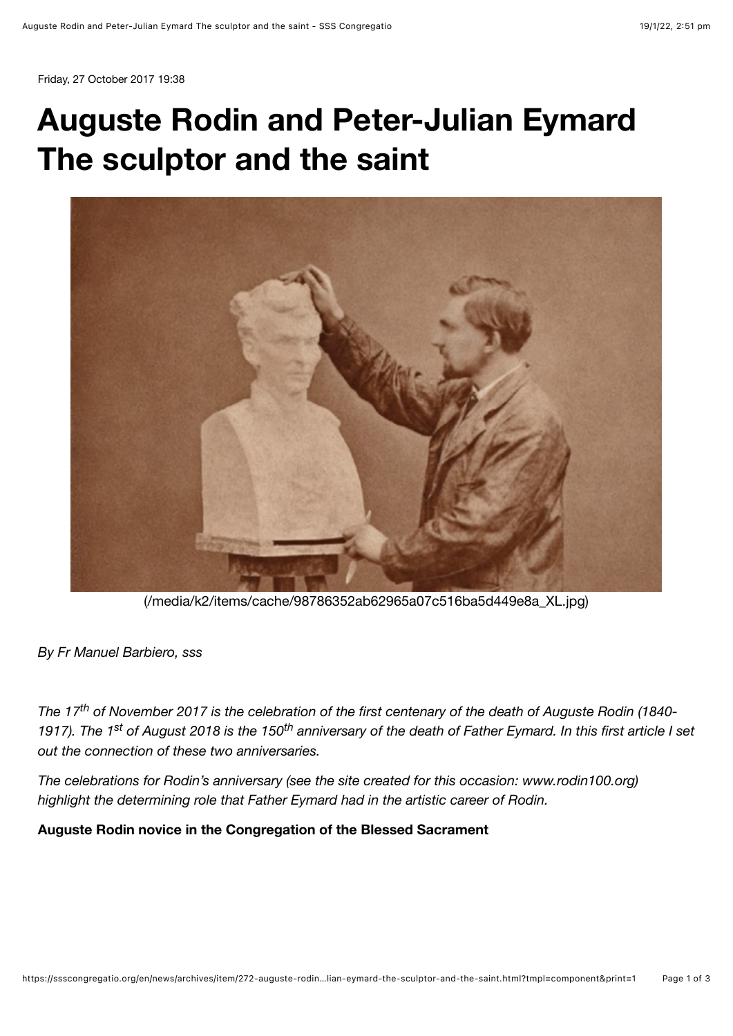Friday, 27 October 2017 19:38

# Auguste Rodin and Peter-Julian Eymard The sculptor and the saint

(/media/k2/items/cache/98786352ab62965a07c516ba5d449e8a_XL.jpg)

*By Fr Manuel Barbiero, sss*

*The 17th of November 2017 is the celebration of the first centenary of the death of Auguste Rodin (1840-1917). The 1st of August 2018 is the 150th anniversary of the death of Father Eymard. In this first article I set out the connection of these two anniversaries.*

*The celebrations for Rodin's anniversary (see the site created for this occasion: www.rodin100.org) highlight the determining role that Father Eymard had in the artistic career of Rodin.*

**Auguste Rodin novice in the Congregation of the Blessed Sacrament**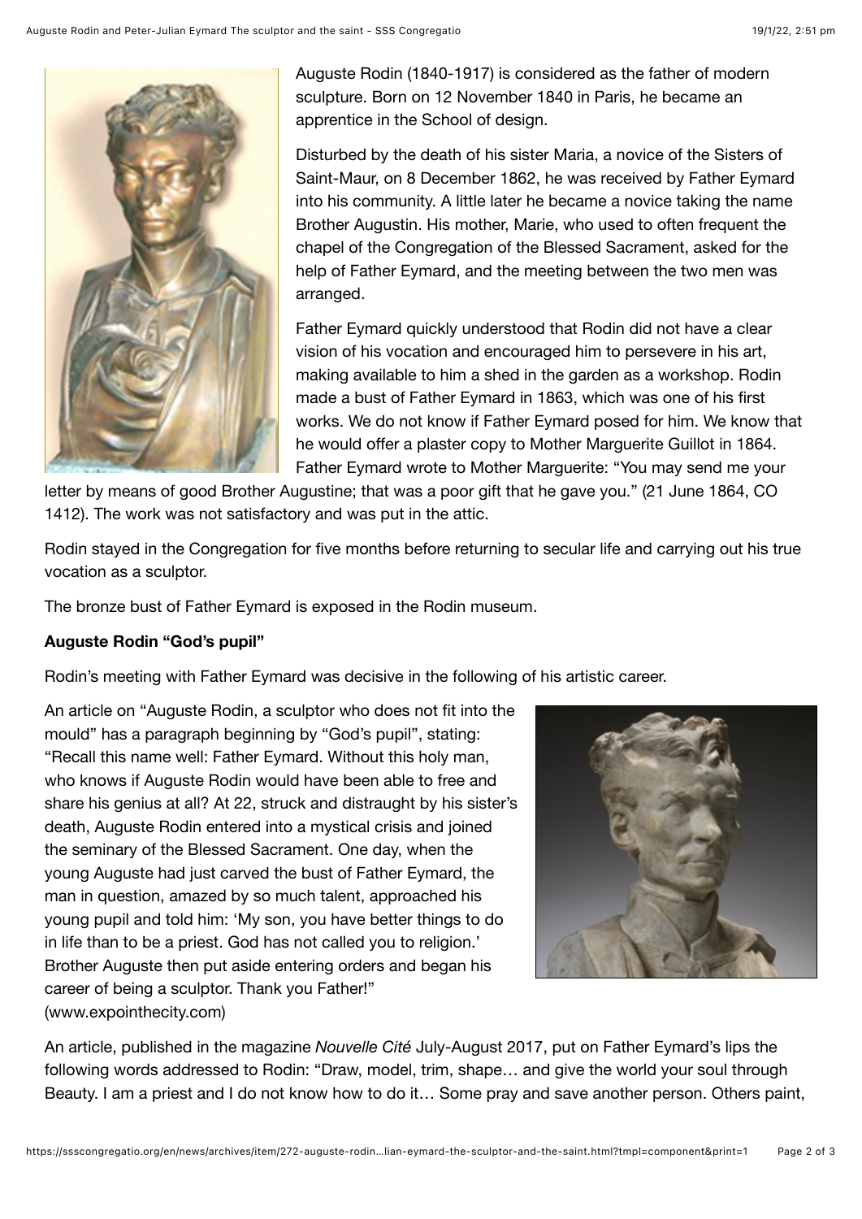Auguste Rodin (1840-1917) is considered as the father of modern sculpture. Born on 12 November 1840 in Paris, he became an apprentice in the School of design.

Disturbed by the death of his sister Maria, a novice of the Sisters of Saint-Maur, on 8 December 1862, he was received by Father Eymard into his community. A little later he became a novice taking the name Brother Augustin. His mother, Marie, who used to often frequent the chapel of the Congregation of the Blessed Sacrament, asked for the help of Father Eymard, and the meeting between the two men was arranged.

Father Eymard quickly understood that Rodin did not have a clear vision of his vocation and encouraged him to persevere in his art, making available to him a shed in the garden as a workshop. Rodin made a bust of Father Eymard in 1863, which was one of his first works. We do not know if Father Eymard posed for him. We know that he would offer a plaster copy to Mother Marguerite Guillot in 1864. Father Eymard wrote to Mother Marguerite: "You may send me your letter by means of good Brother Augustine; that was a poor gift that he gave you." (21 June 1864, CO 1412). The work was not satisfactory and was put in the attic.

Rodin stayed in the Congregation for five months before returning to secular life and carrying out his true vocation as a sculptor.

The bronze bust of Father Eymard is exposed in the Rodin museum.

**Auguste Rodin "God's pupil"**

Rodin's meeting with Father Eymard was decisive in the following of his artistic career.

An article on "Auguste Rodin, a sculptor who does not fit into the mould" has a paragraph beginning by "God's pupil", stating: "Recall this name well: Father Eymard. Without this holy man, who knows if Auguste Rodin would have been able to free and share his genius at all? At 22, struck and distraught by his sister's death, Auguste Rodin entered into a mystical crisis and joined the seminary of the Blessed Sacrament. One day, when the young Auguste had just carved the bust of Father Eymard, the man in question, amazed by so much talent, approached his young pupil and told him: 'My son, you have better things to do in life than to be a priest. God has not called you to religion.' Brother Auguste then put aside entering orders and began his career of being a sculptor. Thank you Father!" (www.expointhecity.com)

An article, published in the magazine *Nouvelle Cité* July-August 2017, put on Father Eymard's lips the following words addressed to Rodin: "Draw, model, trim, shape… and give the world your soul through Beauty. I am a priest and I do not know how to do it… Some pray and save another person. Others paint,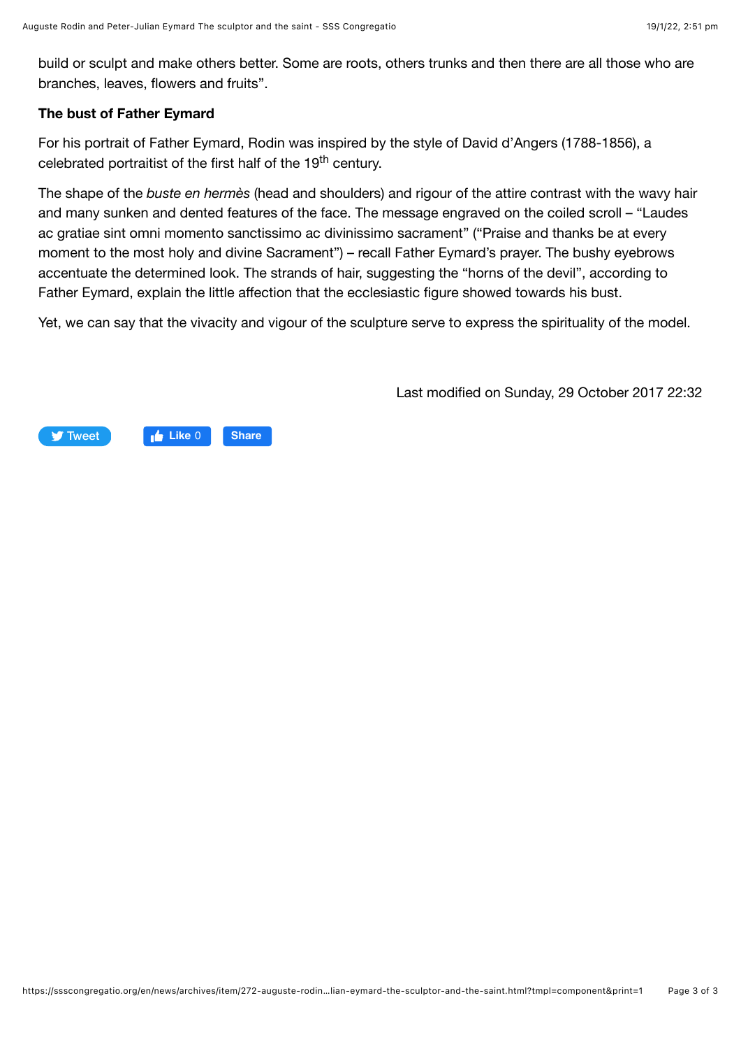build or sculpt and make others better. Some are roots, others trunks and then there are all those who are branches, leaves, flowers and fruits".

**The bust of Father Eymard**

For his portrait of Father Eymard, Rodin was inspired by the style of David d'Angers (1788-1856), a celebrated portraitist of the first half of the 19th century.

The shape of the *buste en hermès* (head and shoulders) and rigour of the attire contrast with the wavy hair and many sunken and dented features of the face. The message engraved on the coiled scroll – "Laudes ac gratiae sint omni momento sanctissimo ac divinissimo sacrament" ("Praise and thanks be at every moment to the most holy and divine Sacrament") – recall Father Eymard's prayer. The bushy eyebrows accentuate the determined look. The strands of hair, suggesting the "horns of the devil", according to Father Eymard, explain the little affection that the ecclesiastic figure showed towards his bust.

Yet, we can say that the vivacity and vigour of the sculpture serve to express the spirituality of the model.

Last modified on Sunday, 29 October 2017 22:32

Tweet Like 0 Share